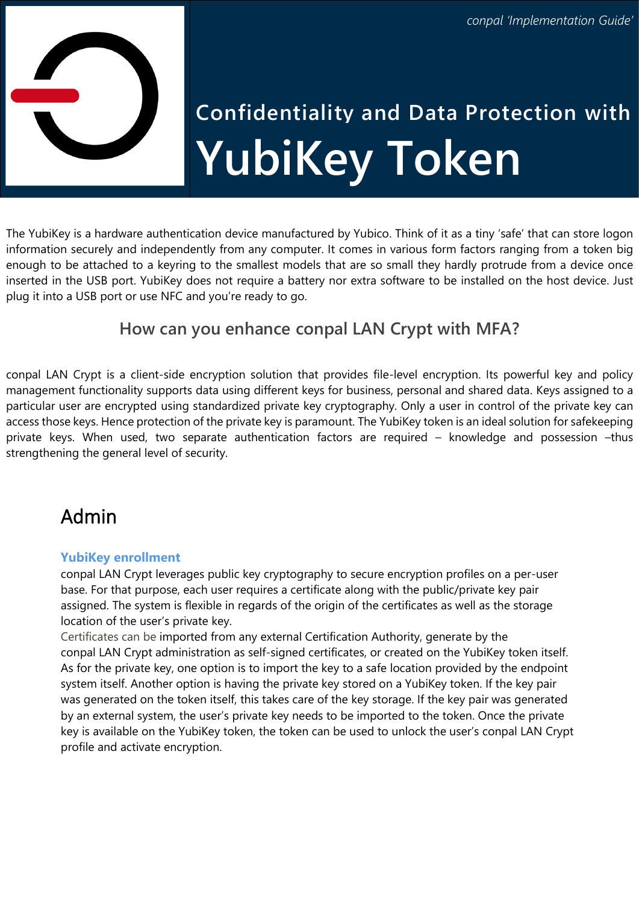*conpal 'Implementation Guide'*

# Confidentiality and Data Protection with YubiKey Token

The YubiKey is a hardware authentication device manufactured by Yubico. Think of it as a tiny 'safe' that can store logon information securely and independently from any computer. It comes in various form factors ranging from a token big enough to be attached to a keyring to the smallest models that are so small they hardly protrude from a device once inserted in the USB port. YubiKey does not require a battery nor extra software to be installed on the host device. Just plug it into a USB port or use NFC and you're ready to go.

## How can you enhance conpal LAN Crypt with MFA?

conpal LAN Crypt is a client-side encryption solution that provides file-level encryption. Its powerful key and policy management functionality supports data using different keys for business, personal and shared data. Keys assigned to a particular user are encrypted using standardized private key cryptography. Only a user in control of the private key can access those keys. Hence protection of the private key is paramount. The YubiKey token is an ideal solution for safekeeping private keys. When used, two separate authentication factors are required – knowledge and possession –thus strengthening the general level of security.

## Admin

### YubiKey enrollment

conpal LAN Crypt leverages public key cryptography to secure encryption profiles on a per-user base. For that purpose, each user requires a certificate along with the public/private key pair assigned. The system is flexible in regards of the origin of the certificates as well as the storage location of the user's private key.
Certificates can be imported from any external Certification Authority, generate by the conpal LAN Crypt administration as self-signed certificates, or created on the YubiKey token itself. As for the private key, one option is to import the key to a safe location provided by the endpoint system itself. Another option is having the private key stored on a YubiKey token. If the key pair was generated on the token itself, this takes care of the key storage. If the key pair was generated by an external system, the user's private key needs to be imported to the token. Once the private key is available on the YubiKey token, the token can be used to unlock the user's conpal LAN Crypt profile and activate encryption.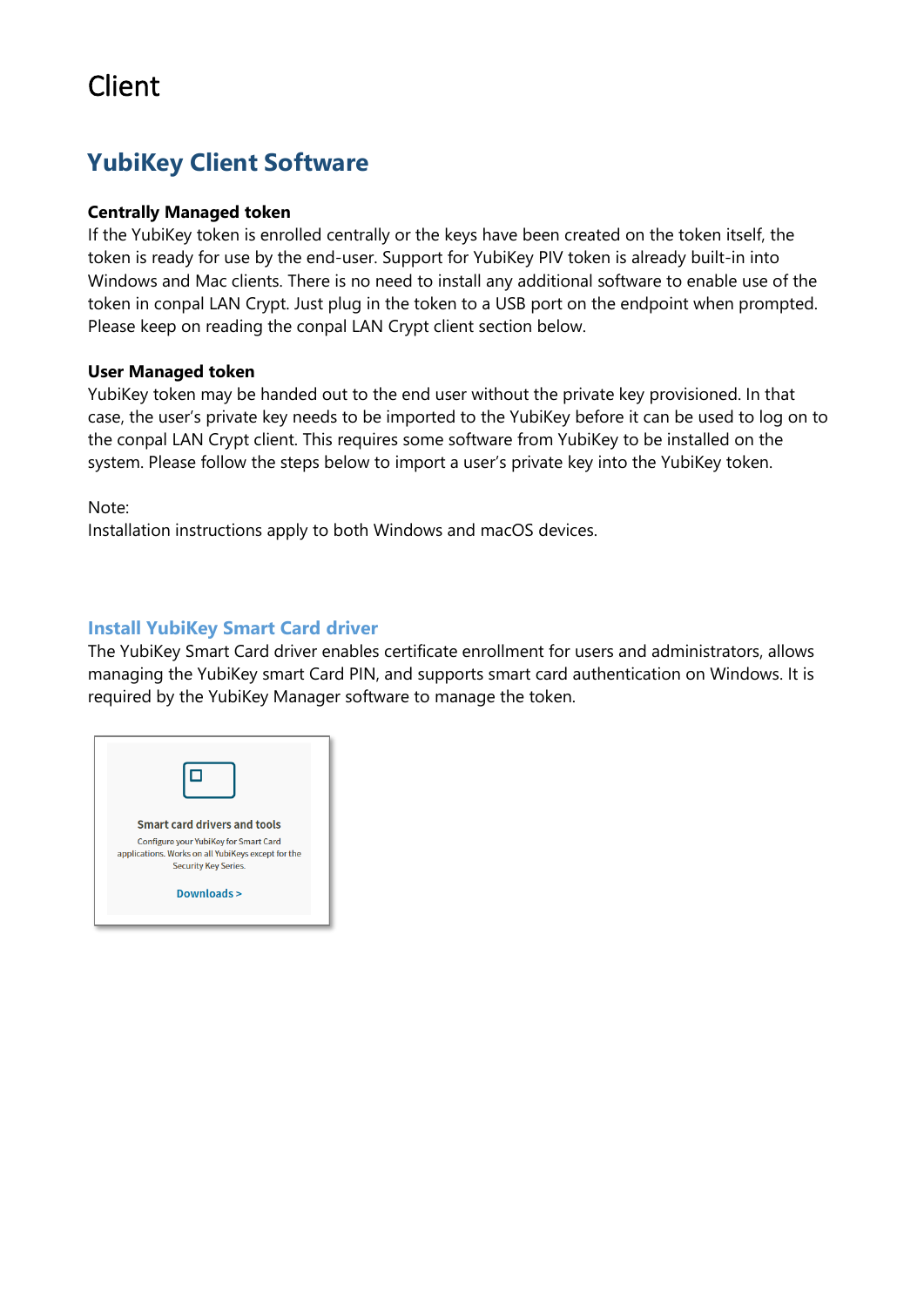# Client

## YubiKey Client Software

**Centrally Managed token**
If the YubiKey token is enrolled centrally or the keys have been created on the token itself, the token is ready for use by the end-user. Support for YubiKey PIV token is already built-in into Windows and Mac clients. There is no need to install any additional software to enable use of the token in conpal LAN Crypt. Just plug in the token to a USB port on the endpoint when prompted. Please keep on reading the conpal LAN Crypt client section below.

**User Managed token**
YubiKey token may be handed out to the end user without the private key provisioned. In that case, the user's private key needs to be imported to the YubiKey before it can be used to log on to the conpal LAN Crypt client. This requires some software from YubiKey to be installed on the system. Please follow the steps below to import a user's private key into the YubiKey token.

Note:
Installation instructions apply to both Windows and macOS devices.

### Install YubiKey Smart Card driver

The YubiKey Smart Card driver enables certificate enrollment for users and administrators, allows managing the YubiKey smart Card PIN, and supports smart card authentication on Windows. It is required by the YubiKey Manager software to manage the token.

Smart card drivers and tools

Configure your YubiKey for Smart Card applications. Works on all YubiKeys except for the Security Key Series.

Downloads >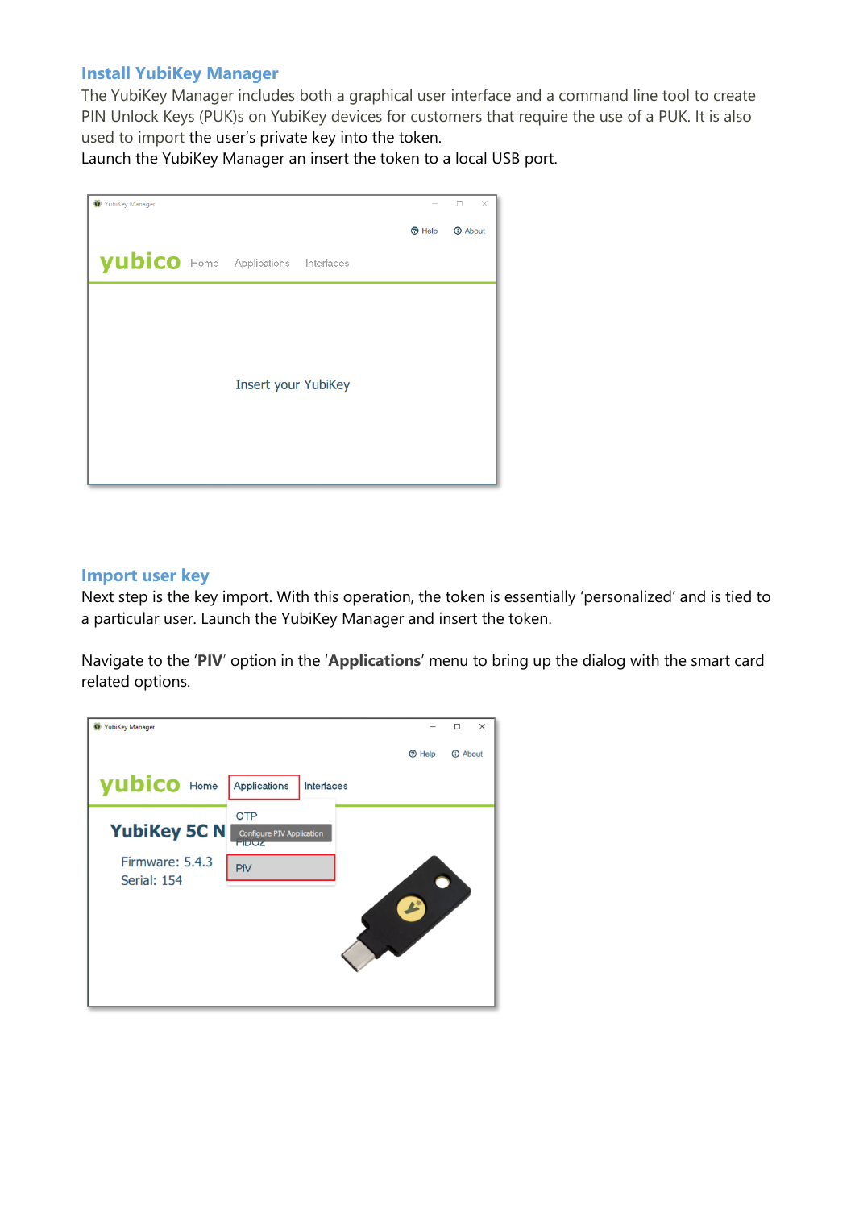## Install YubiKey Manager

The YubiKey Manager includes both a graphical user interface and a command line tool to create PIN Unlock Keys (PUK)s on YubiKey devices for customers that require the use of a PUK. It is also used to import the user's private key into the token.
Launch the YubiKey Manager an insert the token to a local USB port.

## Import user key

Next step is the key import. With this operation, the token is essentially 'personalized' and is tied to a particular user. Launch the YubiKey Manager and insert the token.

Navigate to the '**PIV**' option in the '**Applications**' menu to bring up the dialog with the smart card related options.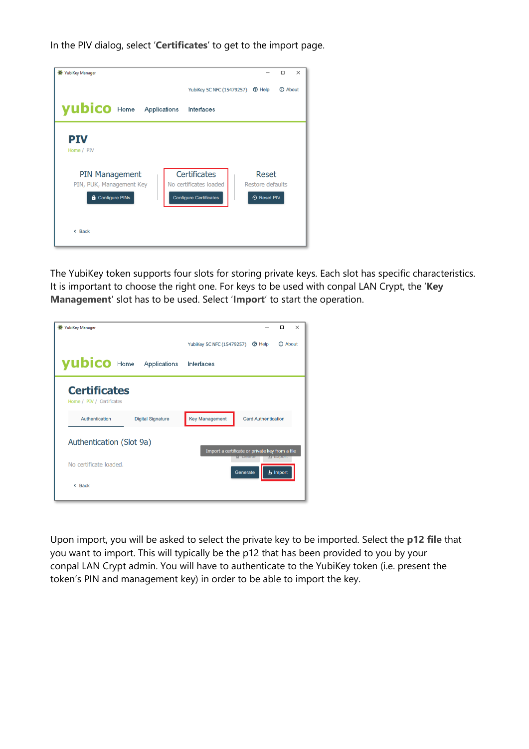In the PIV dialog, select ‘**Certificates**’ to get to the import page.

The YubiKey token supports four slots for storing private keys. Each slot has specific characteristics. It is important to choose the right one. For keys to be used with conpal LAN Crypt, the ‘**Key Management**’ slot has to be used. Select ‘**Import**’ to start the operation.

Upon import, you will be asked to select the private key to be imported. Select the **p12 file** that you want to import. This will typically be the p12 that has been provided to you by your conpal LAN Crypt admin. You will have to authenticate to the YubiKey token (i.e. present the token’s PIN and management key) in order to be able to import the key.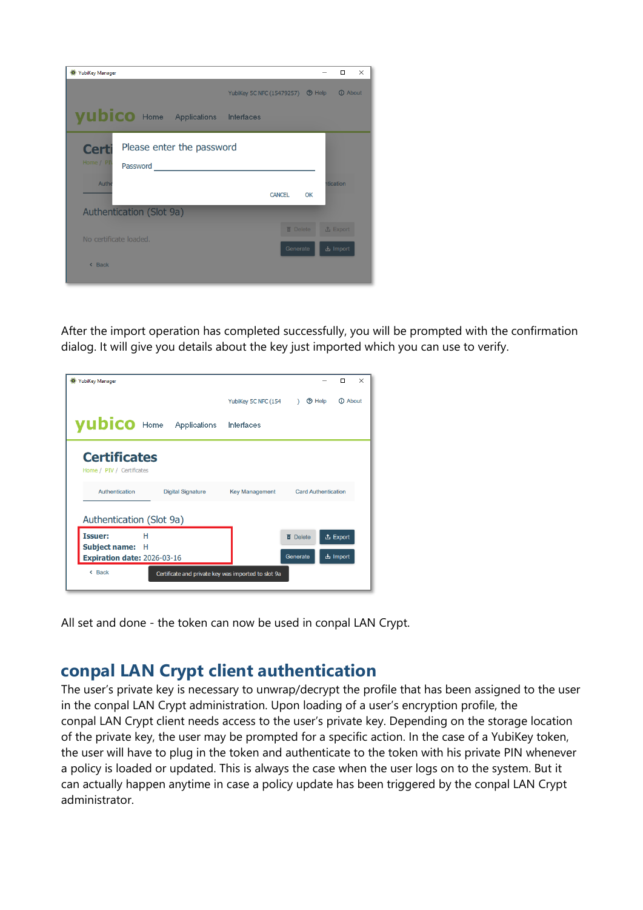After the import operation has completed successfully, you will be prompted with the confirmation dialog. It will give you details about the key just imported which you can use to verify.

All set and done - the token can now be used in conpal LAN Crypt.

## conpal LAN Crypt client authentication

The user's private key is necessary to unwrap/decrypt the profile that has been assigned to the user in the conpal LAN Crypt administration. Upon loading of a user's encryption profile, the conpal LAN Crypt client needs access to the user's private key. Depending on the storage location of the private key, the user may be prompted for a specific action. In the case of a YubiKey token, the user will have to plug in the token and authenticate to the token with his private PIN whenever a policy is loaded or updated. This is always the case when the user logs on to the system. But it can actually happen anytime in case a policy update has been triggered by the conpal LAN Crypt administrator.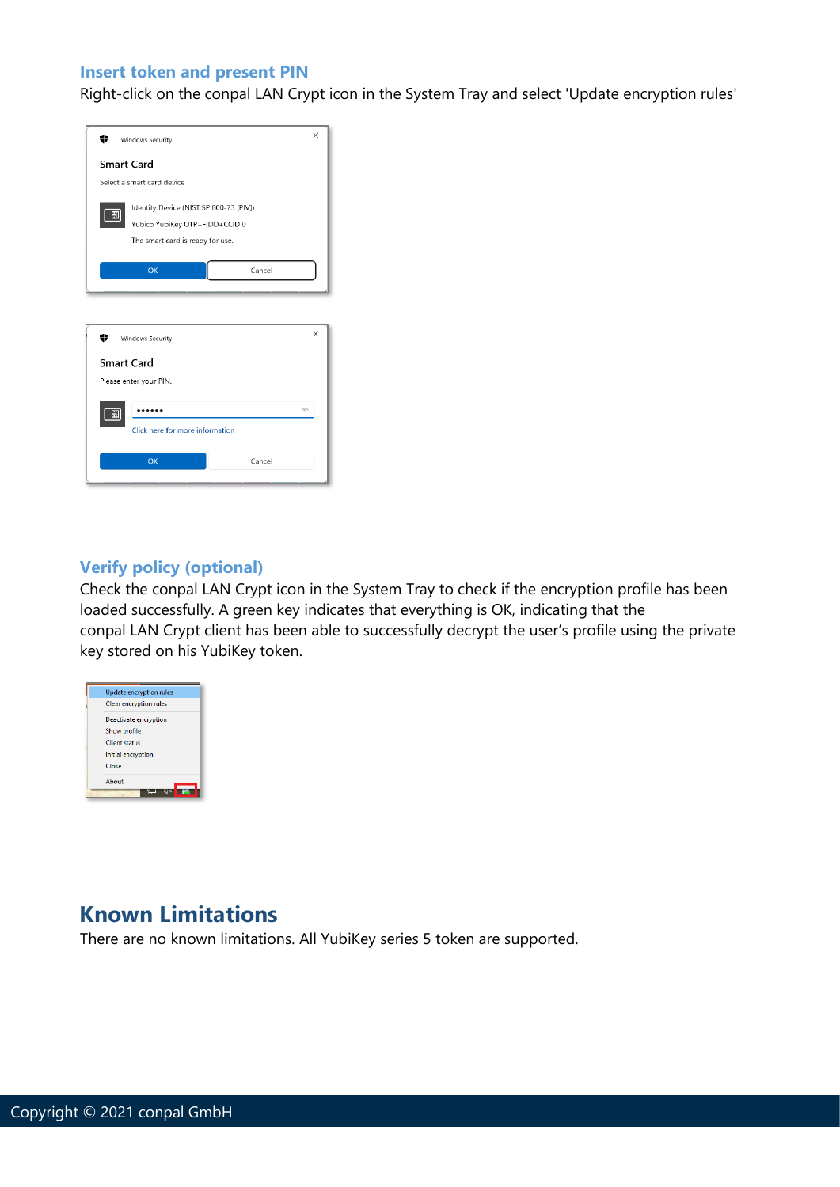### Insert token and present PIN

Right-click on the conpal LAN Crypt icon in the System Tray and select 'Update encryption rules'

### Verify policy (optional)

Check the conpal LAN Crypt icon in the System Tray to check if the encryption profile has been loaded successfully. A green key indicates that everything is OK, indicating that the conpal LAN Crypt client has been able to successfully decrypt the user's profile using the private key stored on his YubiKey token.

## Known Limitations

There are no known limitations. All YubiKey series 5 token are supported.